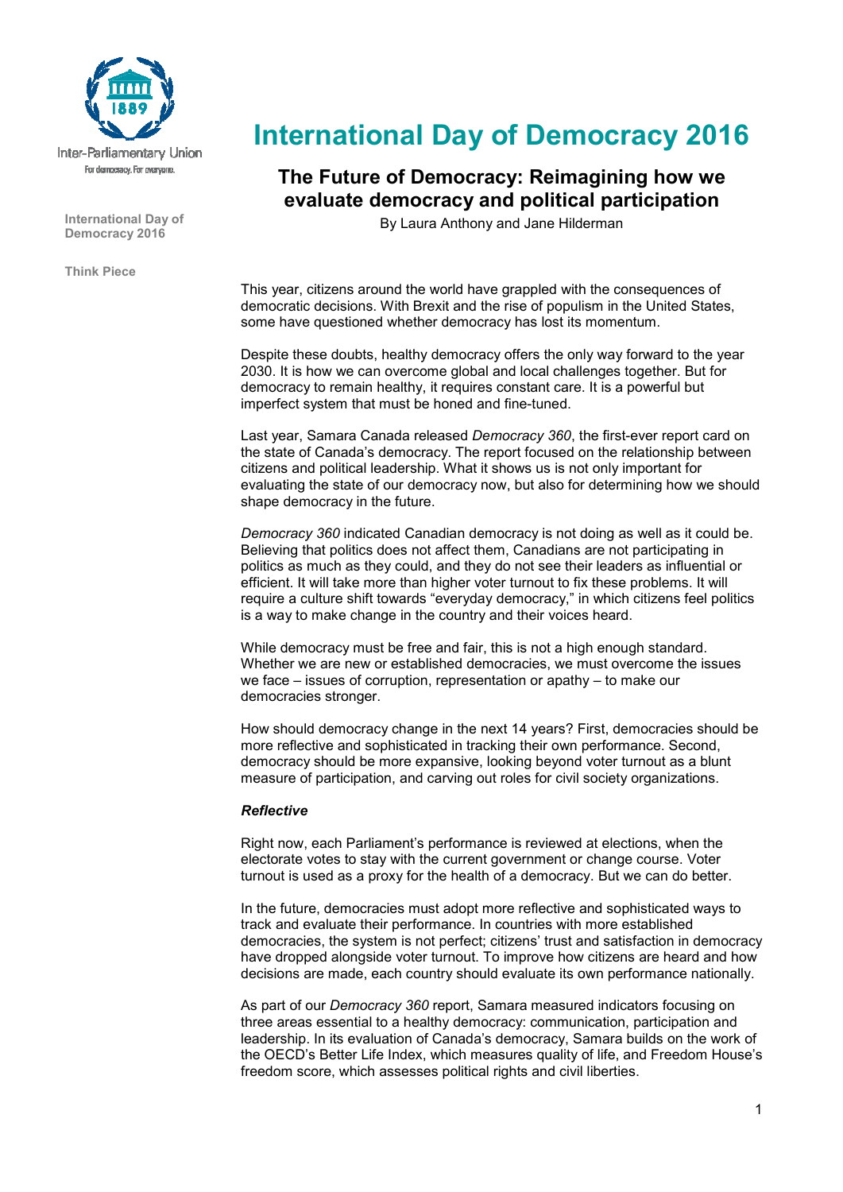Inter-Parliamentary Union

For democracy. For everyone.

International Day of Democracy 2016

Think Piece

# International Day of Democracy 2016

## The Future of Democracy: Reimagining how we evaluate democracy and political participation

By Laura Anthony and Jane Hilderman

This year, citizens around the world have grappled with the consequences of democratic decisions. With Brexit and the rise of populism in the United States, some have questioned whether democracy has lost its momentum.

Despite these doubts, healthy democracy offers the only way forward to the year 2030. It is how we can overcome global and local challenges together. But for democracy to remain healthy, it requires constant care. It is a powerful but imperfect system that must be honed and fine-tuned.

Last year, Samara Canada released *Democracy 360*, the first-ever report card on the state of Canada's democracy. The report focused on the relationship between citizens and political leadership. What it shows us is not only important for evaluating the state of our democracy now, but also for determining how we should shape democracy in the future.

*Democracy 360* indicated Canadian democracy is not doing as well as it could be. Believing that politics does not affect them, Canadians are not participating in politics as much as they could, and they do not see their leaders as influential or efficient. It will take more than higher voter turnout to fix these problems. It will require a culture shift towards "everyday democracy," in which citizens feel politics is a way to make change in the country and their voices heard.

While democracy must be free and fair, this is not a high enough standard. Whether we are new or established democracies, we must overcome the issues we face – issues of corruption, representation or apathy – to make our democracies stronger.

How should democracy change in the next 14 years? First, democracies should be more reflective and sophisticated in tracking their own performance. Second, democracy should be more expansive, looking beyond voter turnout as a blunt measure of participation, and carving out roles for civil society organizations.

### *Reflective*

Right now, each Parliament's performance is reviewed at elections, when the electorate votes to stay with the current government or change course. Voter turnout is used as a proxy for the health of a democracy. But we can do better.

In the future, democracies must adopt more reflective and sophisticated ways to track and evaluate their performance. In countries with more established democracies, the system is not perfect; citizens' trust and satisfaction in democracy have dropped alongside voter turnout. To improve how citizens are heard and how decisions are made, each country should evaluate its own performance nationally.

As part of our *Democracy 360* report, Samara measured indicators focusing on three areas essential to a healthy democracy: communication, participation and leadership. In its evaluation of Canada's democracy, Samara builds on the work of the OECD's Better Life Index, which measures quality of life, and Freedom House's freedom score, which assesses political rights and civil liberties.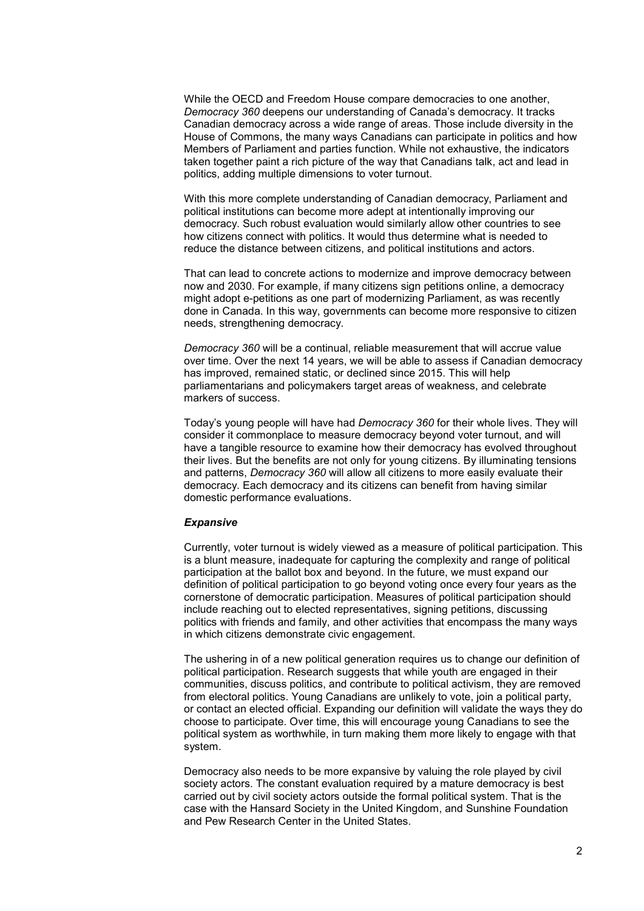While the OECD and Freedom House compare democracies to one another, *Democracy 360* deepens our understanding of Canada's democracy. It tracks Canadian democracy across a wide range of areas. Those include diversity in the House of Commons, the many ways Canadians can participate in politics and how Members of Parliament and parties function. While not exhaustive, the indicators taken together paint a rich picture of the way that Canadians talk, act and lead in politics, adding multiple dimensions to voter turnout.

With this more complete understanding of Canadian democracy, Parliament and political institutions can become more adept at intentionally improving our democracy. Such robust evaluation would similarly allow other countries to see how citizens connect with politics. It would thus determine what is needed to reduce the distance between citizens, and political institutions and actors.

That can lead to concrete actions to modernize and improve democracy between now and 2030. For example, if many citizens sign petitions online, a democracy might adopt e-petitions as one part of modernizing Parliament, as was recently done in Canada. In this way, governments can become more responsive to citizen needs, strengthening democracy.

*Democracy 360* will be a continual, reliable measurement that will accrue value over time. Over the next 14 years, we will be able to assess if Canadian democracy has improved, remained static, or declined since 2015. This will help parliamentarians and policymakers target areas of weakness, and celebrate markers of success.

Today's young people will have had *Democracy 360* for their whole lives. They will consider it commonplace to measure democracy beyond voter turnout, and will have a tangible resource to examine how their democracy has evolved throughout their lives. But the benefits are not only for young citizens. By illuminating tensions and patterns, *Democracy 360* will allow all citizens to more easily evaluate their democracy. Each democracy and its citizens can benefit from having similar domestic performance evaluations.

***Expansive***

Currently, voter turnout is widely viewed as a measure of political participation. This is a blunt measure, inadequate for capturing the complexity and range of political participation at the ballot box and beyond. In the future, we must expand our definition of political participation to go beyond voting once every four years as the cornerstone of democratic participation. Measures of political participation should include reaching out to elected representatives, signing petitions, discussing politics with friends and family, and other activities that encompass the many ways in which citizens demonstrate civic engagement.

The ushering in of a new political generation requires us to change our definition of political participation. Research suggests that while youth are engaged in their communities, discuss politics, and contribute to political activism, they are removed from electoral politics. Young Canadians are unlikely to vote, join a political party, or contact an elected official. Expanding our definition will validate the ways they do choose to participate. Over time, this will encourage young Canadians to see the political system as worthwhile, in turn making them more likely to engage with that system.

Democracy also needs to be more expansive by valuing the role played by civil society actors. The constant evaluation required by a mature democracy is best carried out by civil society actors outside the formal political system. That is the case with the Hansard Society in the United Kingdom, and Sunshine Foundation and Pew Research Center in the United States.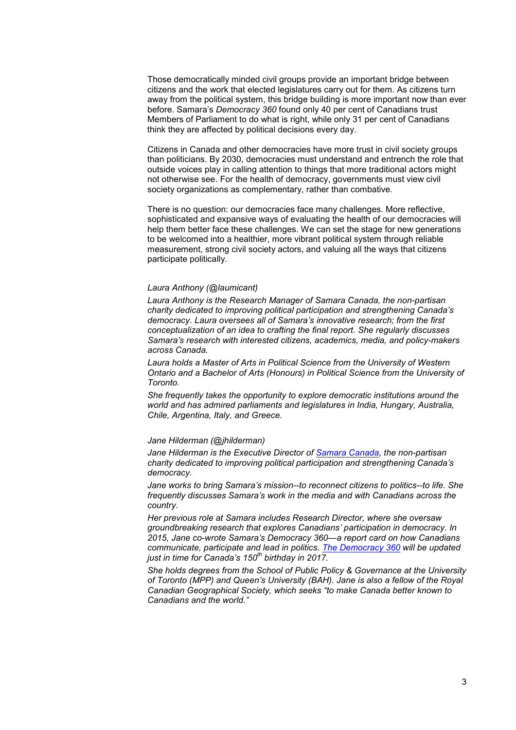Those democratically minded civil groups provide an important bridge between citizens and the work that elected legislatures carry out for them. As citizens turn away from the political system, this bridge building is more important now than ever before. Samara's *Democracy 360* found only 40 per cent of Canadians trust Members of Parliament to do what is right, while only 31 per cent of Canadians think they are affected by political decisions every day.

Citizens in Canada and other democracies have more trust in civil society groups than politicians. By 2030, democracies must understand and entrench the role that outside voices play in calling attention to things that more traditional actors might not otherwise see. For the health of democracy, governments must view civil society organizations as complementary, rather than combative.

There is no question: our democracies face many challenges. More reflective, sophisticated and expansive ways of evaluating the health of our democracies will help them better face these challenges. We can set the stage for new generations to be welcomed into a healthier, more vibrant political system through reliable measurement, strong civil society actors, and valuing all the ways that citizens participate politically.

*Laura Anthony (@laumicant)*

*Laura Anthony is the Research Manager of Samara Canada, the non-partisan charity dedicated to improving political participation and strengthening Canada's democracy. Laura oversees all of Samara's innovative research; from the first conceptualization of an idea to crafting the final report. She regularly discusses Samara's research with interested citizens, academics, media, and policy-makers across Canada.*

*Laura holds a Master of Arts in Political Science from the University of Western Ontario and a Bachelor of Arts (Honours) in Political Science from the University of Toronto.*

*She frequently takes the opportunity to explore democratic institutions around the world and has admired parliaments and legislatures in India, Hungary, Australia, Chile, Argentina, Italy, and Greece.*

*Jane Hilderman (@jhilderman)*

*Jane Hilderman is the Executive Director of [Samara Canada](), the non-partisan charity dedicated to improving political participation and strengthening Canada's democracy.*

*Jane works to bring Samara's mission--to reconnect citizens to politics--to life. She frequently discusses Samara's work in the media and with Canadians across the country.*

*Her previous role at Samara includes Research Director, where she oversaw groundbreaking research that explores Canadians' participation in democracy. In 2015, Jane co-wrote Samara's Democracy 360—a report card on how Canadians communicate, participate and lead in politics. [The Democracy 360]() will be updated just in time for Canada's 150th birthday in 2017.*

*She holds degrees from the School of Public Policy & Governance at the University of Toronto (MPP) and Queen's University (BAH). Jane is also a fellow of the Royal Canadian Geographical Society, which seeks "to make Canada better known to Canadians and the world."*